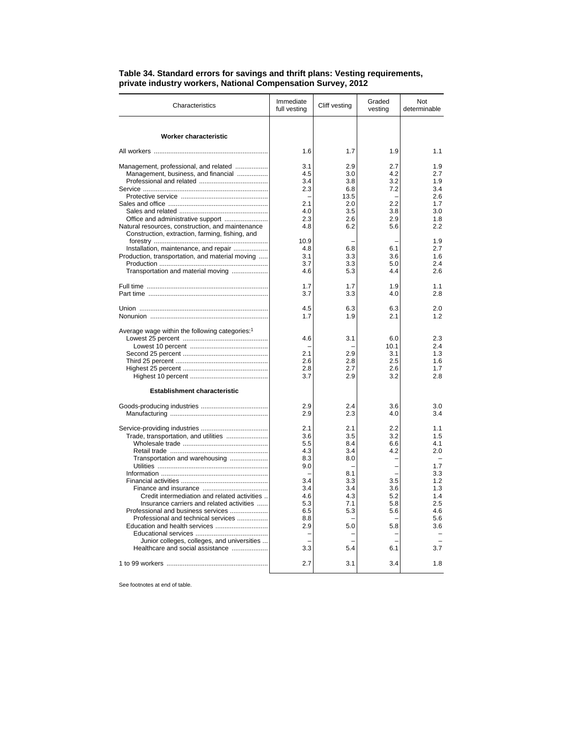## Table 34. Standard errors for savings and thrift plans: Vesting requirements, private industry workers, National Compensation Survey, 2012

| Characteristics | Immediate full vesting | Cliff vesting | Graded vesting | Not determinable |
|---|---|---|---|---|
| **Worker characteristic** | | | | |
| All workers | 1.6 | 1.7 | 1.9 | 1.1 |
| Management, professional, and related | 3.1 | 2.9 | 2.7 | 1.9 |
| Management, business, and financial | 4.5 | 3.0 | 4.2 | 2.7 |
| Professional and related | 3.4 | 3.8 | 3.2 | 1.9 |
| Service | 2.3 | 6.8 | 7.2 | 3.4 |
| Protective service | – | 13.5 | – | 2.6 |
| Sales and office | 2.1 | 2.0 | 2.2 | 1.7 |
| Sales and related | 4.0 | 3.5 | 3.8 | 3.0 |
| Office and administrative support | 2.3 | 2.6 | 2.9 | 1.8 |
| Natural resources, construction, and maintenance | 4.8 | 6.2 | 5.6 | 2.2 |
| Construction, extraction, farming, fishing, and forestry | 10.9 | – | – | 1.9 |
| Installation, maintenance, and repair | 4.8 | 6.8 | 6.1 | 2.7 |
| Production, transportation, and material moving | 3.1 | 3.3 | 3.6 | 1.6 |
| Production | 3.7 | 3.3 | 5.0 | 2.4 |
| Transportation and material moving | 4.6 | 5.3 | 4.4 | 2.6 |
| Full time | 1.7 | 1.7 | 1.9 | 1.1 |
| Part time | 3.7 | 3.3 | 4.0 | 2.8 |
| Union | 4.5 | 6.3 | 6.3 | 2.0 |
| Nonunion | 1.7 | 1.9 | 2.1 | 1.2 |
| Average wage within the following categories:[1] | | | | |
| Lowest 25 percent | 4.6 | 3.1 | 6.0 | 2.3 |
| Lowest 10 percent | – | – | 10.1 | 2.4 |
| Second 25 percent | 2.1 | 2.9 | 3.1 | 1.3 |
| Third 25 percent | 2.6 | 2.8 | 2.5 | 1.6 |
| Highest 25 percent | 2.8 | 2.7 | 2.6 | 1.7 |
| Highest 10 percent | 3.7 | 2.9 | 3.2 | 2.8 |
| **Establishment characteristic** | | | | |
| Goods-producing industries | 2.9 | 2.4 | 3.6 | 3.0 |
| Manufacturing | 2.9 | 2.3 | 4.0 | 3.4 |
| Service-providing industries | 2.1 | 2.1 | 2.2 | 1.1 |
| Trade, transportation, and utilities | 3.6 | 3.5 | 3.2 | 1.5 |
| Wholesale trade | 5.5 | 8.4 | 6.6 | 4.1 |
| Retail trade | 4.3 | 3.4 | 4.2 | 2.0 |
| Transportation and warehousing | 8.3 | 8.0 | – | – |
| Utilities | 9.0 | – | – | 1.7 |
| Information | – | 8.1 | – | 3.3 |
| Financial activities | 3.4 | 3.3 | 3.5 | 1.2 |
| Finance and insurance | 3.4 | 3.4 | 3.6 | 1.3 |
| Credit intermediation and related activities | 4.6 | 4.3 | 5.2 | 1.4 |
| Insurance carriers and related activities | 5.3 | 7.1 | 5.8 | 2.5 |
| Professional and business services | 6.5 | 5.3 | 5.6 | 4.6 |
| Professional and technical services | 8.8 | – | – | 5.6 |
| Education and health services | 2.9 | 5.0 | 5.8 | 3.6 |
| Educational services | – | – | – | – |
| Junior colleges, colleges, and universities | – | – | – | – |
| Healthcare and social assistance | 3.3 | 5.4 | 6.1 | 3.7 |
| 1 to 99 workers | 2.7 | 3.1 | 3.4 | 1.8 |

See footnotes at end of table.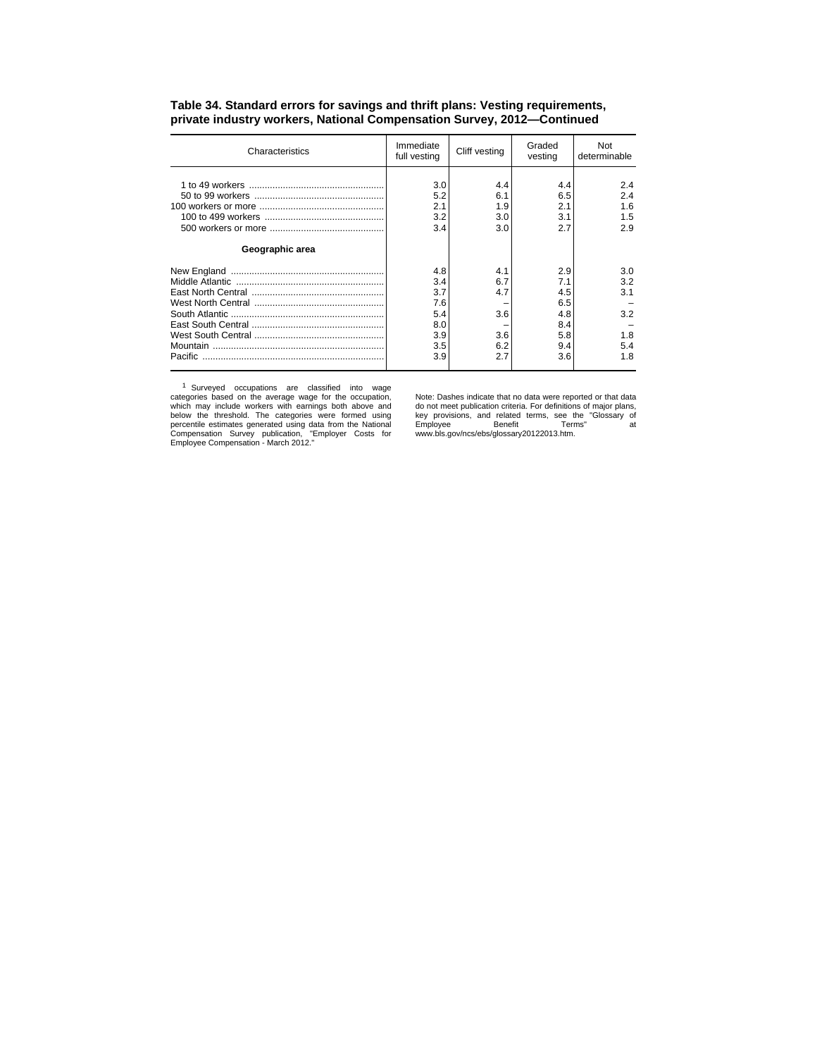**Table 34. Standard errors for savings and thrift plans: Vesting requirements, private industry workers, National Compensation Survey, 2012—Continued**

| Characteristics | Immediate full vesting | Cliff vesting | Graded vesting | Not determinable |
|---|---|---|---|---|
| 1 to 49 workers | 3.0 | 4.4 | 4.4 | 2.4 |
| 50 to 99 workers | 5.2 | 6.1 | 6.5 | 2.4 |
| 100 workers or more | 2.1 | 1.9 | 2.1 | 1.6 |
| 100 to 499 workers | 3.2 | 3.0 | 3.1 | 1.5 |
| 500 workers or more | 3.4 | 3.0 | 2.7 | 2.9 |
| **Geographic area** | | | | |
| New England | 4.8 | 4.1 | 2.9 | 3.0 |
| Middle Atlantic | 3.4 | 6.7 | 7.1 | 3.2 |
| East North Central | 3.7 | 4.7 | 4.5 | 3.1 |
| West North Central | 7.6 | – | 6.5 | – |
| South Atlantic | 5.4 | 3.6 | 4.8 | 3.2 |
| East South Central | 8.0 | – | 8.4 | – |
| West South Central | 3.9 | 3.6 | 5.8 | 1.8 |
| Mountain | 3.5 | 6.2 | 9.4 | 5.4 |
| Pacific | 3.9 | 2.7 | 3.6 | 1.8 |

[1] Surveyed occupations are classified into wage categories based on the average wage for the occupation, which may include workers with earnings both above and below the threshold. The categories were formed using percentile estimates generated using data from the National Compensation Survey publication, "Employer Costs for Employee Compensation - March 2012."

Note: Dashes indicate that no data were reported or that data do not meet publication criteria. For definitions of major plans, key provisions, and related terms, see the "Glossary of Employee Benefit Terms" at www.bls.gov/ncs/ebs/glossary20122013.htm.